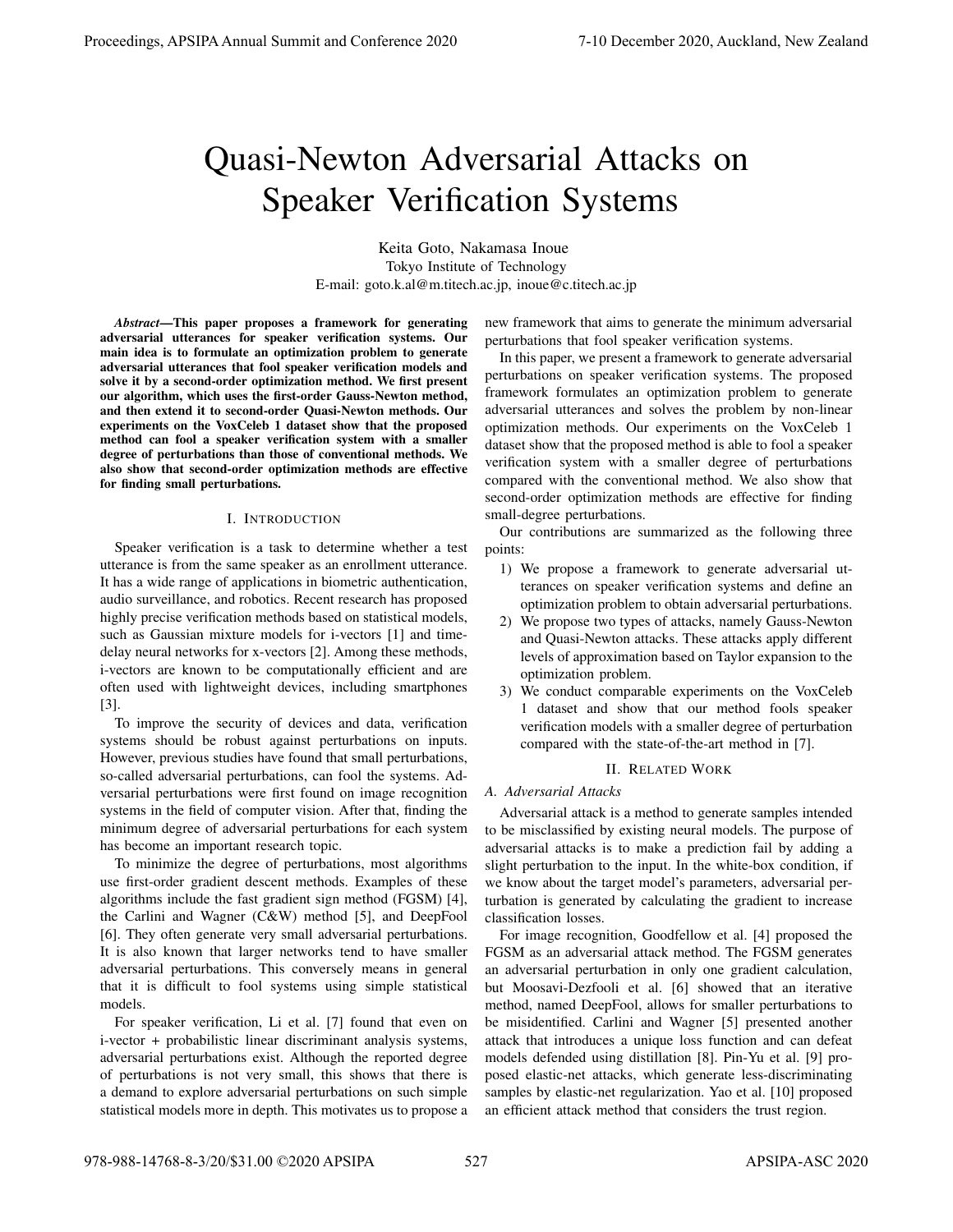# Quasi-Newton Adversarial Attacks on Speaker Verification Systems

Keita Goto, Nakamasa Inoue
Tokyo Institute of Technology
E-mail: goto.k.al@m.titech.ac.jp, inoue@c.titech.ac.jp

***Abstract*—This paper proposes a framework for generating adversarial utterances for speaker verification systems. Our main idea is to formulate an optimization problem to generate adversarial utterances that fool speaker verification models and solve it by a second-order optimization method. We first present our algorithm, which uses the first-order Gauss-Newton method, and then extend it to second-order Quasi-Newton methods. Our experiments on the VoxCeleb 1 dataset show that the proposed method can fool a speaker verification system with a smaller degree of perturbations than those of conventional methods. We also show that second-order optimization methods are effective for finding small perturbations.**

## I. Introduction

Speaker verification is a task to determine whether a test utterance is from the same speaker as an enrollment utterance. It has a wide range of applications in biometric authentication, audio surveillance, and robotics. Recent research has proposed highly precise verification methods based on statistical models, such as Gaussian mixture models for i-vectors [1] and time-delay neural networks for x-vectors [2]. Among these methods, i-vectors are known to be computationally efficient and are often used with lightweight devices, including smartphones [3].

To improve the security of devices and data, verification systems should be robust against perturbations on inputs. However, previous studies have found that small perturbations, so-called adversarial perturbations, can fool the systems. Adversarial perturbations were first found on image recognition systems in the field of computer vision. After that, finding the minimum degree of adversarial perturbations for each system has become an important research topic.

To minimize the degree of perturbations, most algorithms use first-order gradient descent methods. Examples of these algorithms include the fast gradient sign method (FGSM) [4], the Carlini and Wagner (C&W) method [5], and DeepFool [6]. They often generate very small adversarial perturbations. It is also known that larger networks tend to have smaller adversarial perturbations. This conversely means in general that it is difficult to fool systems using simple statistical models.

For speaker verification, Li et al. [7] found that even on i-vector + probabilistic linear discriminant analysis systems, adversarial perturbations exist. Although the reported degree of perturbations is not very small, this shows that there is a demand to explore adversarial perturbations on such simple statistical models more in depth. This motivates us to propose a new framework that aims to generate the minimum adversarial perturbations that fool speaker verification systems.

In this paper, we present a framework to generate adversarial perturbations on speaker verification systems. The proposed framework formulates an optimization problem to generate adversarial utterances and solves the problem by non-linear optimization methods. Our experiments on the VoxCeleb 1 dataset show that the proposed method is able to fool a speaker verification system with a smaller degree of perturbations compared with the conventional method. We also show that second-order optimization methods are effective for finding small-degree perturbations.

Our contributions are summarized as the following three points:

1) We propose a framework to generate adversarial utterances on speaker verification systems and define an optimization problem to obtain adversarial perturbations.
2) We propose two types of attacks, namely Gauss-Newton and Quasi-Newton attacks. These attacks apply different levels of approximation based on Taylor expansion to the optimization problem.
3) We conduct comparable experiments on the VoxCeleb 1 dataset and show that our method fools speaker verification models with a smaller degree of perturbation compared with the state-of-the-art method in [7].

## II. Related Work

### *A. Adversarial Attacks*

Adversarial attack is a method to generate samples intended to be misclassified by existing neural models. The purpose of adversarial attacks is to make a prediction fail by adding a slight perturbation to the input. In the white-box condition, if we know about the target model's parameters, adversarial perturbation is generated by calculating the gradient to increase classification losses.

For image recognition, Goodfellow et al. [4] proposed the FGSM as an adversarial attack method. The FGSM generates an adversarial perturbation in only one gradient calculation, but Moosavi-Dezfooli et al. [6] showed that an iterative method, named DeepFool, allows for smaller perturbations to be misidentified. Carlini and Wagner [5] presented another attack that introduces a unique loss function and can defeat models defended using distillation [8]. Pin-Yu et al. [9] proposed elastic-net attacks, which generate less-discriminating samples by elastic-net regularization. Yao et al. [10] proposed an efficient attack method that considers the trust region.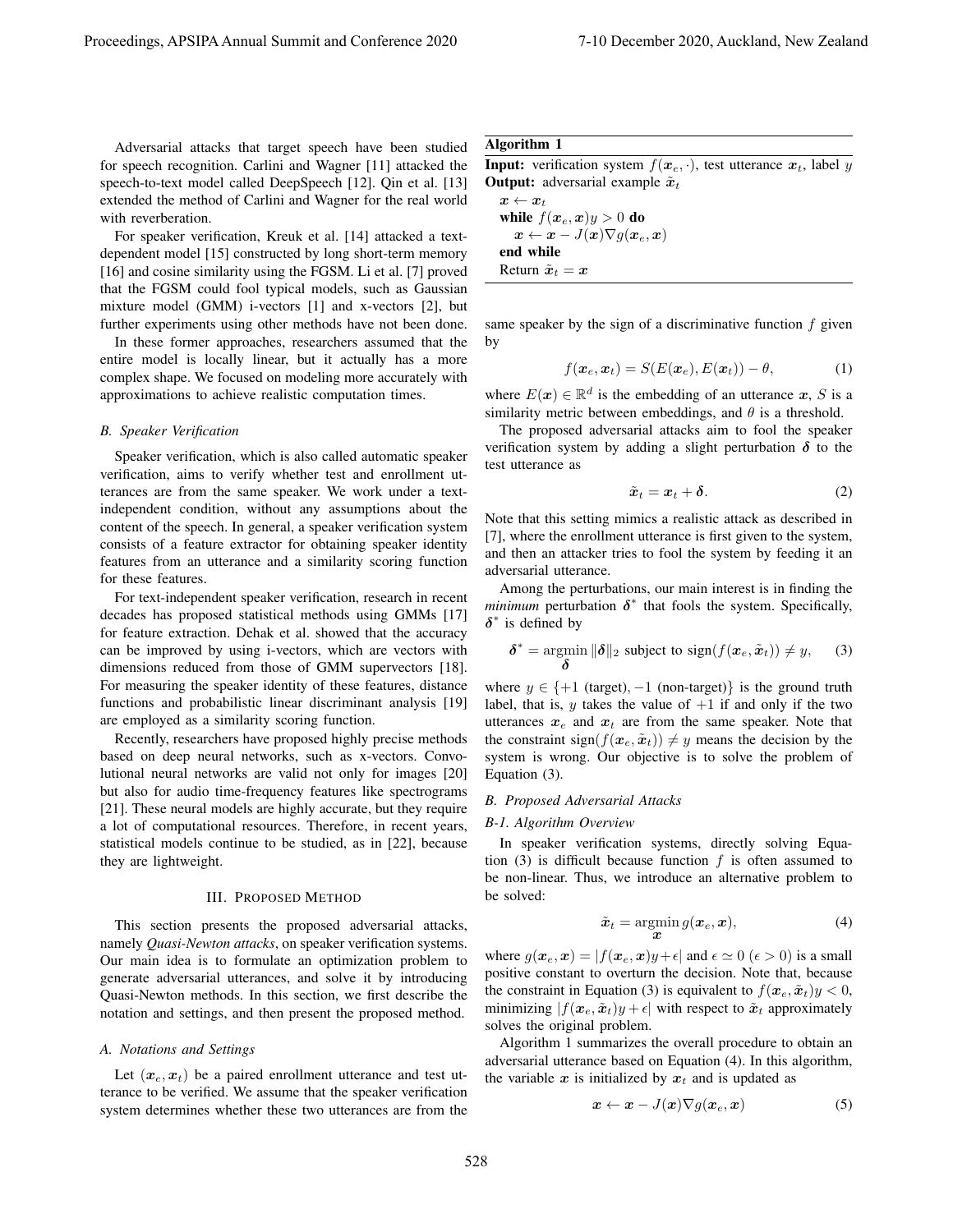Adversarial attacks that target speech have been studied for speech recognition. Carlini and Wagner [11] attacked the speech-to-text model called DeepSpeech [12]. Qin et al. [13] extended the method of Carlini and Wagner for the real world with reverberation.

For speaker verification, Kreuk et al. [14] attacked a text-dependent model [15] constructed by long short-term memory [16] and cosine similarity using the FGSM. Li et al. [7] proved that the FGSM could fool typical models, such as Gaussian mixture model (GMM) i-vectors [1] and x-vectors [2], but further experiments using other methods have not been done.

In these former approaches, researchers assumed that the entire model is locally linear, but it actually has a more complex shape. We focused on modeling more accurately with approximations to achieve realistic computation times.

### *B. Speaker Verification*

Speaker verification, which is also called automatic speaker verification, aims to verify whether test and enrollment utterances are from the same speaker. We work under a text-independent condition, without any assumptions about the content of the speech. In general, a speaker verification system consists of a feature extractor for obtaining speaker identity features from an utterance and a similarity scoring function for these features.

For text-independent speaker verification, research in recent decades has proposed statistical methods using GMMs [17] for feature extraction. Dehak et al. showed that the accuracy can be improved by using i-vectors, which are vectors with dimensions reduced from those of GMM supervectors [18]. For measuring the speaker identity of these features, distance functions and probabilistic linear discriminant analysis [19] are employed as a similarity scoring function.

Recently, researchers have proposed highly precise methods based on deep neural networks, such as x-vectors. Convolutional neural networks are valid not only for images [20] but also for audio time-frequency features like spectrograms [21]. These neural models are highly accurate, but they require a lot of computational resources. Therefore, in recent years, statistical models continue to be studied, as in [22], because they are lightweight.

## III. Proposed Method

This section presents the proposed adversarial attacks, namely *Quasi-Newton attacks*, on speaker verification systems. Our main idea is to formulate an optimization problem to generate adversarial utterances, and solve it by introducing Quasi-Newton methods. In this section, we first describe the notation and settings, and then present the proposed method.

### *A. Notations and Settings*

Let $(\boldsymbol{x}_e, \boldsymbol{x}_t)$ be a paired enrollment utterance and test utterance to be verified. We assume that the speaker verification system determines whether these two utterances are from the same speaker by the sign of a discriminative function $f$ given by

$$f(\boldsymbol{x}_e, \boldsymbol{x}_t) = S(E(\boldsymbol{x}_e), E(\boldsymbol{x}_t)) - \theta, \tag{1}$$

where $E(\boldsymbol{x}) \in \mathbb{R}^d$ is the embedding of an utterance $\boldsymbol{x}$, $S$ is a similarity metric between embeddings, and $\theta$ is a threshold.

The proposed adversarial attacks aim to fool the speaker verification system by adding a slight perturbation $\boldsymbol{\delta}$ to the test utterance as

$$\tilde{\boldsymbol{x}}_t = \boldsymbol{x}_t + \boldsymbol{\delta}. \tag{2}$$

Note that this setting mimics a realistic attack as described in [7], where the enrollment utterance is first given to the system, and then an attacker tries to fool the system by feeding it an adversarial utterance.

Among the perturbations, our main interest is in finding the *minimum* perturbation $\boldsymbol{\delta}^*$ that fools the system. Specifically, $\boldsymbol{\delta}^*$ is defined by

$$\boldsymbol{\delta}^* = \underset{\boldsymbol{\delta}}{\operatorname{argmin}} \|\boldsymbol{\delta}\|_2 \text{ subject to } \operatorname{sign}(f(\boldsymbol{x}_e, \tilde{\boldsymbol{x}}_t)) \neq y, \tag{3}$$

where $y \in \{+1 \text{ (target)}, -1 \text{ (non-target)}\}$ is the ground truth label, that is, $y$ takes the value of $+1$ if and only if the two utterances $\boldsymbol{x}_e$ and $\boldsymbol{x}_t$ are from the same speaker. Note that the constraint $\operatorname{sign}(f(\boldsymbol{x}_e, \tilde{\boldsymbol{x}}_t)) \neq y$ means the decision by the system is wrong. Our objective is to solve the problem of Equation (3).

### *B. Proposed Adversarial Attacks*

#### *B-1. Algorithm Overview*

In speaker verification systems, directly solving Equation (3) is difficult because function $f$ is often assumed to be non-linear. Thus, we introduce an alternative problem to be solved:

$$\tilde{\boldsymbol{x}}_t = \underset{\boldsymbol{x}}{\operatorname{argmin}}\, g(\boldsymbol{x}_e, \boldsymbol{x}), \tag{4}$$

where $g(\boldsymbol{x}_e, \boldsymbol{x}) = |f(\boldsymbol{x}_e, \boldsymbol{x})y + \epsilon|$ and $\epsilon \simeq 0$ $(\epsilon > 0)$ is a small positive constant to overturn the decision. Note that, because the constraint in Equation (3) is equivalent to $f(\boldsymbol{x}_e, \tilde{\boldsymbol{x}}_t)y < 0$, minimizing $|f(\boldsymbol{x}_e, \tilde{\boldsymbol{x}}_t)y + \epsilon|$ with respect to $\tilde{\boldsymbol{x}}_t$ approximately solves the original problem.

Algorithm 1 summarizes the overall procedure to obtain an adversarial utterance based on Equation (4). In this algorithm, the variable $\boldsymbol{x}$ is initialized by $\boldsymbol{x}_t$ and is updated as

$$\boldsymbol{x} \leftarrow \boldsymbol{x} - J(\boldsymbol{x})\nabla g(\boldsymbol{x}_e, \boldsymbol{x}) \tag{5}$$

**Algorithm 1**

**Input:** verification system $f(\boldsymbol{x}_e, \cdot)$, test utterance $\boldsymbol{x}_t$, label $y$
**Output:** adversarial example $\tilde{\boldsymbol{x}}_t$

- $\boldsymbol{x} \leftarrow \boldsymbol{x}_t$
- **while** $f(\boldsymbol{x}_e, \boldsymbol{x})y > 0$ **do**
  - $\boldsymbol{x} \leftarrow \boldsymbol{x} - J(\boldsymbol{x})\nabla g(\boldsymbol{x}_e, \boldsymbol{x})$
- **end while**
- Return $\tilde{\boldsymbol{x}}_t = \boldsymbol{x}$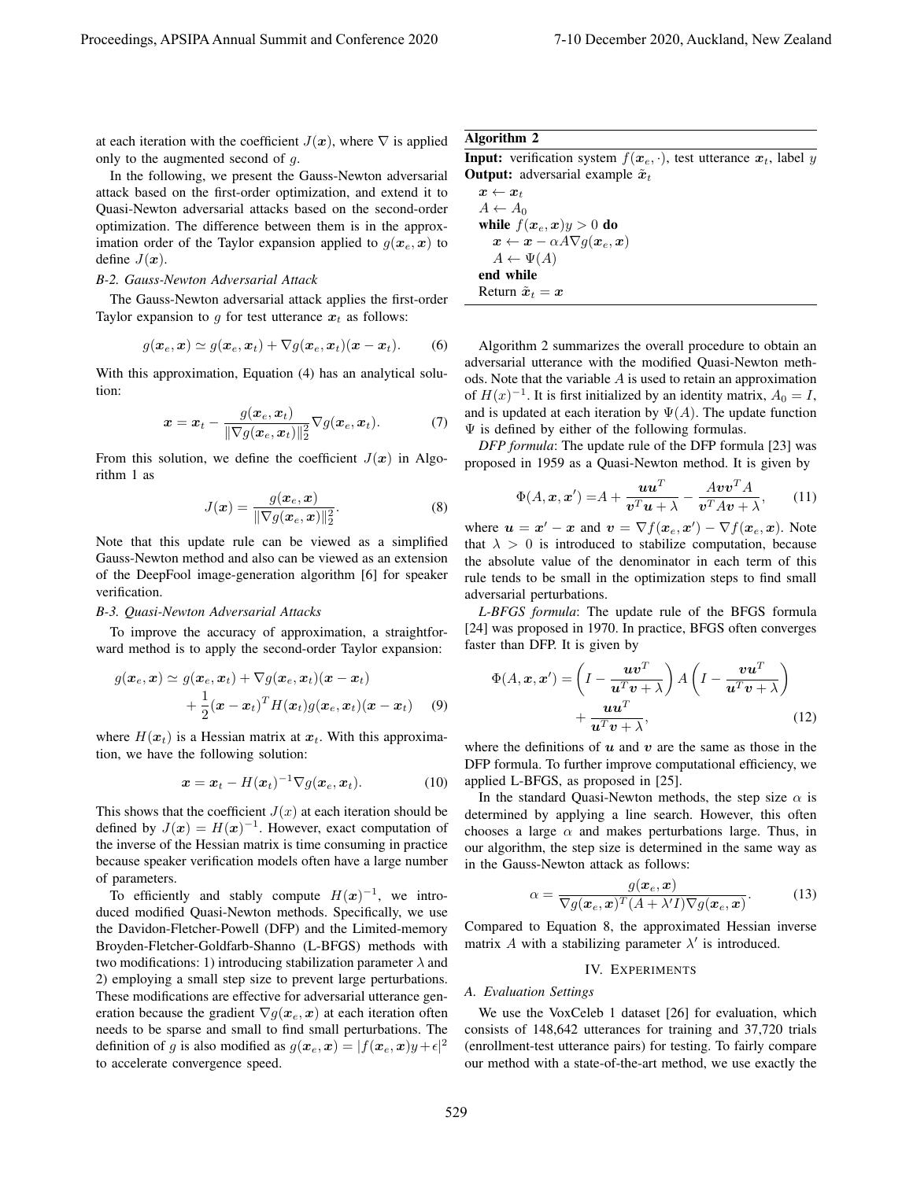at each iteration with the coefficient $J(\boldsymbol{x})$, where $\nabla$ is applied only to the augmented second of $g$.

In the following, we present the Gauss-Newton adversarial attack based on the first-order optimization, and extend it to Quasi-Newton adversarial attacks based on the second-order optimization. The difference between them is in the approximation order of the Taylor expansion applied to $g(\boldsymbol{x}_e, \boldsymbol{x})$ to define $J(\boldsymbol{x})$.

### B-2. Gauss-Newton Adversarial Attack

The Gauss-Newton adversarial attack applies the first-order Taylor expansion to $g$ for test utterance $\boldsymbol{x}_t$ as follows:

$$g(\boldsymbol{x}_e, \boldsymbol{x}) \simeq g(\boldsymbol{x}_e, \boldsymbol{x}_t) + \nabla g(\boldsymbol{x}_e, \boldsymbol{x}_t)(\boldsymbol{x} - \boldsymbol{x}_t). \tag{6}$$

With this approximation, Equation (4) has an analytical solution:

$$\boldsymbol{x} = \boldsymbol{x}_t - \frac{g(\boldsymbol{x}_e, \boldsymbol{x}_t)}{\|\nabla g(\boldsymbol{x}_e, \boldsymbol{x}_t)\|_2^2} \nabla g(\boldsymbol{x}_e, \boldsymbol{x}_t). \tag{7}$$

From this solution, we define the coefficient $J(\boldsymbol{x})$ in Algorithm 1 as

$$J(\boldsymbol{x}) = \frac{g(\boldsymbol{x}_e, \boldsymbol{x})}{\|\nabla g(\boldsymbol{x}_e, \boldsymbol{x})\|_2^2}. \tag{8}$$

Note that this update rule can be viewed as a simplified Gauss-Newton method and also can be viewed as an extension of the DeepFool image-generation algorithm [6] for speaker verification.

### B-3. Quasi-Newton Adversarial Attacks

To improve the accuracy of approximation, a straightforward method is to apply the second-order Taylor expansion:

$$\begin{aligned} g(\boldsymbol{x}_e, \boldsymbol{x}) \simeq\ & g(\boldsymbol{x}_e, \boldsymbol{x}_t) + \nabla g(\boldsymbol{x}_e, \boldsymbol{x}_t)(\boldsymbol{x} - \boldsymbol{x}_t) \\ & + \frac{1}{2}(\boldsymbol{x} - \boldsymbol{x}_t)^T H(\boldsymbol{x}_t) g(\boldsymbol{x}_e, \boldsymbol{x}_t)(\boldsymbol{x} - \boldsymbol{x}_t) \end{aligned} \tag{9}$$

where $H(\boldsymbol{x}_t)$ is a Hessian matrix at $\boldsymbol{x}_t$. With this approximation, we have the following solution:

$$\boldsymbol{x} = \boldsymbol{x}_t - H(\boldsymbol{x}_t)^{-1} \nabla g(\boldsymbol{x}_e, \boldsymbol{x}_t). \tag{10}$$

This shows that the coefficient $J(x)$ at each iteration should be defined by $J(\boldsymbol{x}) = H(\boldsymbol{x})^{-1}$. However, exact computation of the inverse of the Hessian matrix is time consuming in practice because speaker verification models often have a large number of parameters.

To efficiently and stably compute $H(\boldsymbol{x})^{-1}$, we introduced modified Quasi-Newton methods. Specifically, we use the Davidon-Fletcher-Powell (DFP) and the Limited-memory Broyden-Fletcher-Goldfarb-Shanno (L-BFGS) methods with two modifications: 1) introducing stabilization parameter $\lambda$ and 2) employing a small step size to prevent large perturbations. These modifications are effective for adversarial utterance generation because the gradient $\nabla g(\boldsymbol{x}_e, \boldsymbol{x})$ at each iteration often needs to be sparse and small to find small perturbations. The definition of $g$ is also modified as $g(\boldsymbol{x}_e, \boldsymbol{x}) = |f(\boldsymbol{x}_e, \boldsymbol{x})y + \epsilon|^2$ to accelerate convergence speed.

---

**Algorithm 2**

**Input:** verification system $f(\boldsymbol{x}_e, \cdot)$, test utterance $\boldsymbol{x}_t$, label $y$
**Output:** adversarial example $\tilde{\boldsymbol{x}}_t$

```
x ← x_t
A ← A_0
while f(x_e, x)y > 0 do
    x ← x − αA∇g(x_e, x)
    A ← Ψ(A)
end while
Return x̃_t = x
```

---

Algorithm 2 summarizes the overall procedure to obtain an adversarial utterance with the modified Quasi-Newton methods. Note that the variable $A$ is used to retain an approximation of $H(x)^{-1}$. It is first initialized by an identity matrix, $A_0 = I$, and is updated at each iteration by $\Psi(A)$. The update function $\Psi$ is defined by either of the following formulas.

*DFP formula*: The update rule of the DFP formula [23] was proposed in 1959 as a Quasi-Newton method. It is given by

$$\Phi(A, \boldsymbol{x}, \boldsymbol{x}') = A + \frac{\boldsymbol{u}\boldsymbol{u}^T}{\boldsymbol{v}^T\boldsymbol{u} + \lambda} - \frac{A\boldsymbol{v}\boldsymbol{v}^T A}{\boldsymbol{v}^T A \boldsymbol{v} + \lambda}, \tag{11}$$

where $\boldsymbol{u} = \boldsymbol{x}' - \boldsymbol{x}$ and $\boldsymbol{v} = \nabla f(\boldsymbol{x}_e, \boldsymbol{x}') - \nabla f(\boldsymbol{x}_e, \boldsymbol{x})$. Note that $\lambda > 0$ is introduced to stabilize computation, because the absolute value of the denominator in each term of this rule tends to be small in the optimization steps to find small adversarial perturbations.

*L-BFGS formula*: The update rule of the BFGS formula [24] was proposed in 1970. In practice, BFGS often converges faster than DFP. It is given by

$$\begin{aligned} \Phi(A, \boldsymbol{x}, \boldsymbol{x}') = & \left(I - \frac{\boldsymbol{u}\boldsymbol{v}^T}{\boldsymbol{u}^T\boldsymbol{v} + \lambda}\right) A \left(I - \frac{\boldsymbol{v}\boldsymbol{u}^T}{\boldsymbol{u}^T\boldsymbol{v} + \lambda}\right) \\ & + \frac{\boldsymbol{u}\boldsymbol{u}^T}{\boldsymbol{u}^T\boldsymbol{v} + \lambda}, \end{aligned} \tag{12}$$

where the definitions of $\boldsymbol{u}$ and $\boldsymbol{v}$ are the same as those in the DFP formula. To further improve computational efficiency, we applied L-BFGS, as proposed in [25].

In the standard Quasi-Newton methods, the step size $\alpha$ is determined by applying a line search. However, this often chooses a large $\alpha$ and makes perturbations large. Thus, in our algorithm, the step size is determined in the same way as in the Gauss-Newton attack as follows:

$$\alpha = \frac{g(\boldsymbol{x}_e, \boldsymbol{x})}{\nabla g(\boldsymbol{x}_e, \boldsymbol{x})^T (A + \lambda' I) \nabla g(\boldsymbol{x}_e, \boldsymbol{x})}. \tag{13}$$

Compared to Equation 8, the approximated Hessian inverse matrix $A$ with a stabilizing parameter $\lambda'$ is introduced.

## IV. Experiments

### A. Evaluation Settings

We use the VoxCeleb 1 dataset [26] for evaluation, which consists of 148,642 utterances for training and 37,720 trials (enrollment-test utterance pairs) for testing. To fairly compare our method with a state-of-the-art method, we use exactly the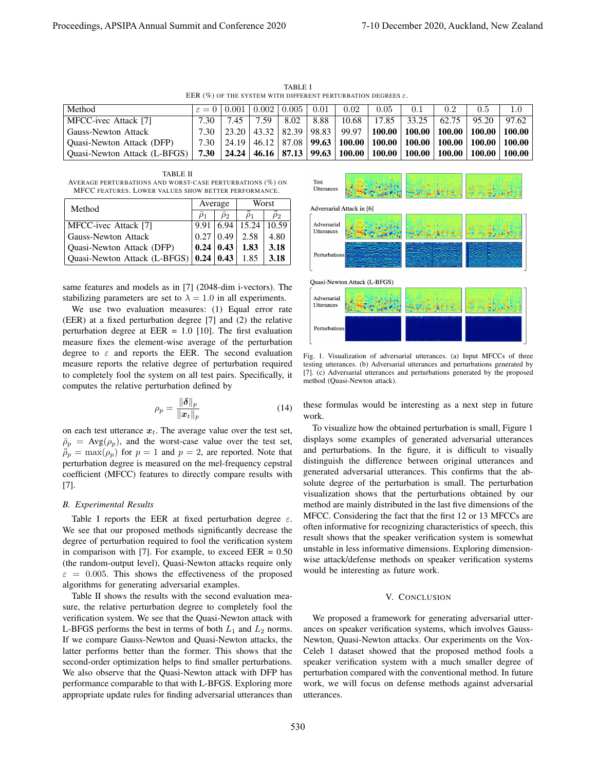TABLE I
EER (%) OF THE SYSTEM WITH DIFFERENT PERTURBATION DEGREES $\varepsilon$.

| Method | $\varepsilon = 0$ | 0.001 | 0.002 | 0.005 | 0.01 | 0.02 | 0.05 | 0.1 | 0.2 | 0.5 | 1.0 |
|---|---|---|---|---|---|---|---|---|---|---|---|
| MFCC-ivec Attack [7] | 7.30 | 7.45 | 7.59 | 8.02 | 8.88 | 10.68 | 17.85 | 33.25 | 62.75 | 95.20 | 97.62 |
| Gauss-Newton Attack | 7.30 | 23.20 | 43.32 | 82.39 | 98.83 | 99.97 | **100.00** | **100.00** | **100.00** | **100.00** | **100.00** |
| Quasi-Newton Attack (DFP) | 7.30 | 24.19 | 46.12 | 87.08 | **99.63** | **100.00** | **100.00** | **100.00** | **100.00** | **100.00** | **100.00** |
| Quasi-Newton Attack (L-BFGS) | **7.30** | **24.24** | **46.16** | **87.13** | **99.63** | **100.00** | **100.00** | **100.00** | **100.00** | **100.00** | **100.00** |

TABLE II
AVERAGE PERTURBATIONS AND WORST-CASE PERTURBATIONS (%) ON MFCC FEATURES. LOWER VALUES SHOW BETTER PERFORMANCE.

| Method | Average | | Worst | |
|---|---|---|---|---|
| | $\bar{\rho}_1$ | $\bar{\rho}_2$ | $\bar{\bar{\rho}}_1$ | $\bar{\bar{\rho}}_2$ |
| MFCC-ivec Attack [7] | 9.91 | 6.94 | 15.24 | 10.59 |
| Gauss-Newton Attack | 0.27 | 0.49 | 2.58 | 4.80 |
| Quasi-Newton Attack (DFP) | **0.24** | **0.43** | **1.83** | **3.18** |
| Quasi-Newton Attack (L-BFGS) | **0.24** | **0.43** | 1.85 | **3.18** |

same features and models as in [7] (2048-dim i-vectors). The stabilizing parameters are set to $\lambda = 1.0$ in all experiments.

We use two evaluation measures: (1) Equal error rate (EER) at a fixed perturbation degree [7] and (2) the relative perturbation degree at EER = 1.0 [10]. The first evaluation measure fixes the element-wise average of the perturbation degree to $\varepsilon$ and reports the EER. The second evaluation measure reports the relative degree of perturbation required to completely fool the system on all test pairs. Specifically, it computes the relative perturbation defined by

$$\rho_p = \frac{\|\boldsymbol{\delta}\|_p}{\|\boldsymbol{x}_t\|_p} \tag{14}$$

on each test utterance $\boldsymbol{x}_t$. The average value over the test set, $\bar{\rho}_p = \mathrm{Avg}(\rho_p)$, and the worst-case value over the test set, $\bar{\bar{\rho}}_p = \max(\rho_p)$ for $p = 1$ and $p = 2$, are reported. Note that perturbation degree is measured on the mel-frequency cepstral coefficient (MFCC) features to directly compare results with [7].

### B. Experimental Results

Table I reports the EER at fixed perturbation degree $\varepsilon$. We see that our proposed methods significantly decrease the degree of perturbation required to fool the verification system in comparison with [7]. For example, to exceed EER = 0.50 (the random-output level), Quasi-Newton attacks require only $\varepsilon = 0.005$. This shows the effectiveness of the proposed algorithms for generating adversarial examples.

Table II shows the results with the second evaluation measure, the relative perturbation degree to completely fool the verification system. We see that the Quasi-Newton attack with L-BFGS performs the best in terms of both $L_1$ and $L_2$ norms. If we compare Gauss-Newton and Quasi-Newton attacks, the latter performs better than the former. This shows that the second-order optimization helps to find smaller perturbations. We also observe that the Quasi-Newton attack with DFP has performance comparable to that with L-BFGS. Exploring more appropriate update rules for finding adversarial utterances than these formulas would be interesting as a next step in future work.

Fig. 1. Visualization of adversarial utterances. (a) Input MFCCs of three testing utterances. (b) Adversarial utterances and perturbations generated by [7]. (c) Adversarial utterances and perturbations generated by the proposed method (Quasi-Newton attack).

To visualize how the obtained perturbation is small, Figure 1 displays some examples of generated adversarial utterances and perturbations. In the figure, it is difficult to visually distinguish the difference between original utterances and generated adversarial utterances. This confirms that the absolute degree of the perturbation is small. The perturbation visualization shows that the perturbations obtained by our method are mainly distributed in the last five dimensions of the MFCC. Considering the fact that the first 12 or 13 MFCCs are often informative for recognizing characteristics of speech, this result shows that the speaker verification system is somewhat unstable in less informative dimensions. Exploring dimension-wise attack/defense methods on speaker verification systems would be interesting as future work.

## V. CONCLUSION

We proposed a framework for generating adversarial utterances on speaker verification systems, which involves Gauss-Newton, Quasi-Newton attacks. Our experiments on the VoxCeleb 1 dataset showed that the proposed method fools a speaker verification system with a much smaller degree of perturbation compared with the conventional method. In future work, we will focus on defense methods against adversarial utterances.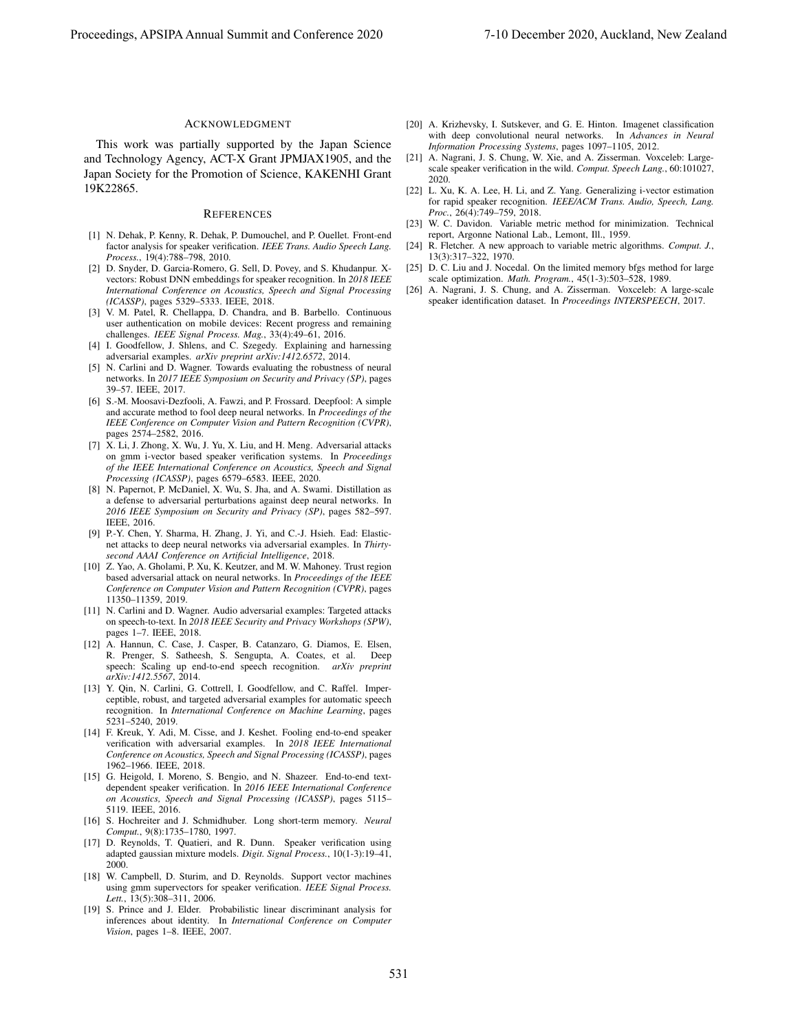## Acknowledgment

This work was partially supported by the Japan Science and Technology Agency, ACT-X Grant JPMJAX1905, and the Japan Society for the Promotion of Science, KAKENHI Grant 19K22865.

## References

[1] N. Dehak, P. Kenny, R. Dehak, P. Dumouchel, and P. Ouellet. Front-end factor analysis for speaker verification. *IEEE Trans. Audio Speech Lang. Process.*, 19(4):788–798, 2010.

[2] D. Snyder, D. Garcia-Romero, G. Sell, D. Povey, and S. Khudanpur. X-vectors: Robust DNN embeddings for speaker recognition. In *2018 IEEE International Conference on Acoustics, Speech and Signal Processing (ICASSP)*, pages 5329–5333. IEEE, 2018.

[3] V. M. Patel, R. Chellappa, D. Chandra, and B. Barbello. Continuous user authentication on mobile devices: Recent progress and remaining challenges. *IEEE Signal Process. Mag.*, 33(4):49–61, 2016.

[4] I. Goodfellow, J. Shlens, and C. Szegedy. Explaining and harnessing adversarial examples. *arXiv preprint arXiv:1412.6572*, 2014.

[5] N. Carlini and D. Wagner. Towards evaluating the robustness of neural networks. In *2017 IEEE Symposium on Security and Privacy (SP)*, pages 39–57. IEEE, 2017.

[6] S.-M. Moosavi-Dezfooli, A. Fawzi, and P. Frossard. Deepfool: A simple and accurate method to fool deep neural networks. In *Proceedings of the IEEE Conference on Computer Vision and Pattern Recognition (CVPR)*, pages 2574–2582, 2016.

[7] X. Li, J. Zhong, X. Wu, J. Yu, X. Liu, and H. Meng. Adversarial attacks on gmm i-vector based speaker verification systems. In *Proceedings of the IEEE International Conference on Acoustics, Speech and Signal Processing (ICASSP)*, pages 6579–6583. IEEE, 2020.

[8] N. Papernot, P. McDaniel, X. Wu, S. Jha, and A. Swami. Distillation as a defense to adversarial perturbations against deep neural networks. In *2016 IEEE Symposium on Security and Privacy (SP)*, pages 582–597. IEEE, 2016.

[9] P.-Y. Chen, Y. Sharma, H. Zhang, J. Yi, and C.-J. Hsieh. Ead: Elastic-net attacks to deep neural networks via adversarial examples. In *Thirty-second AAAI Conference on Artificial Intelligence*, 2018.

[10] Z. Yao, A. Gholami, P. Xu, K. Keutzer, and M. W. Mahoney. Trust region based adversarial attack on neural networks. In *Proceedings of the IEEE Conference on Computer Vision and Pattern Recognition (CVPR)*, pages 11350–11359, 2019.

[11] N. Carlini and D. Wagner. Audio adversarial examples: Targeted attacks on speech-to-text. In *2018 IEEE Security and Privacy Workshops (SPW)*, pages 1–7. IEEE, 2018.

[12] A. Hannun, C. Case, J. Casper, B. Catanzaro, G. Diamos, E. Elsen, R. Prenger, S. Satheesh, S. Sengupta, A. Coates, et al. Deep speech: Scaling up end-to-end speech recognition. *arXiv preprint arXiv:1412.5567*, 2014.

[13] Y. Qin, N. Carlini, G. Cottrell, I. Goodfellow, and C. Raffel. Imperceptible, robust, and targeted adversarial examples for automatic speech recognition. In *International Conference on Machine Learning*, pages 5231–5240, 2019.

[14] F. Kreuk, Y. Adi, M. Cisse, and J. Keshet. Fooling end-to-end speaker verification with adversarial examples. In *2018 IEEE International Conference on Acoustics, Speech and Signal Processing (ICASSP)*, pages 1962–1966. IEEE, 2018.

[15] G. Heigold, I. Moreno, S. Bengio, and N. Shazeer. End-to-end text-dependent speaker verification. In *2016 IEEE International Conference on Acoustics, Speech and Signal Processing (ICASSP)*, pages 5115–5119. IEEE, 2016.

[16] S. Hochreiter and J. Schmidhuber. Long short-term memory. *Neural Comput.*, 9(8):1735–1780, 1997.

[17] D. Reynolds, T. Quatieri, and R. Dunn. Speaker verification using adapted gaussian mixture models. *Digit. Signal Process.*, 10(1-3):19–41, 2000.

[18] W. Campbell, D. Sturim, and D. Reynolds. Support vector machines using gmm supervectors for speaker verification. *IEEE Signal Process. Lett.*, 13(5):308–311, 2006.

[19] S. Prince and J. Elder. Probabilistic linear discriminant analysis for inferences about identity. In *International Conference on Computer Vision*, pages 1–8. IEEE, 2007.

[20] A. Krizhevsky, I. Sutskever, and G. E. Hinton. Imagenet classification with deep convolutional neural networks. In *Advances in Neural Information Processing Systems*, pages 1097–1105, 2012.

[21] A. Nagrani, J. S. Chung, W. Xie, and A. Zisserman. Voxceleb: Large-scale speaker verification in the wild. *Comput. Speech Lang.*, 60:101027, 2020.

[22] L. Xu, K. A. Lee, H. Li, and Z. Yang. Generalizing i-vector estimation for rapid speaker recognition. *IEEE/ACM Trans. Audio, Speech, Lang. Proc.*, 26(4):749–759, 2018.

[23] W. C. Davidon. Variable metric method for minimization. Technical report, Argonne National Lab., Lemont, Ill., 1959.

[24] R. Fletcher. A new approach to variable metric algorithms. *Comput. J.*, 13(3):317–322, 1970.

[25] D. C. Liu and J. Nocedal. On the limited memory bfgs method for large scale optimization. *Math. Program.*, 45(1-3):503–528, 1989.

[26] A. Nagrani, J. S. Chung, and A. Zisserman. Voxceleb: A large-scale speaker identification dataset. In *Proceedings INTERSPEECH*, 2017.